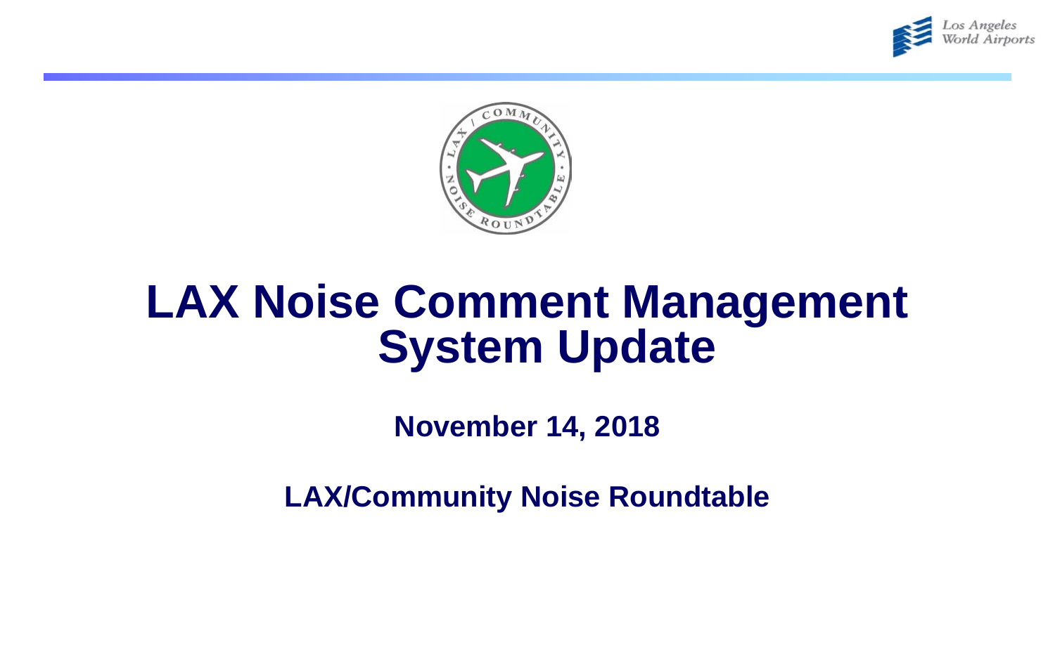# LAX Noise Comment Management System Update

**November 14, 2018**

**LAX/Community Noise Roundtable**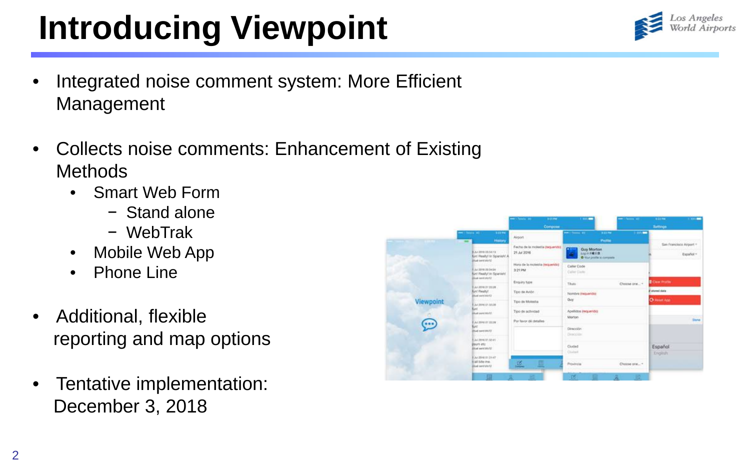# Introducing Viewpoint

- Integrated noise comment system: More Efficient Management
- Collects noise comments: Enhancement of Existing Methods
  - Smart Web Form
    - Stand alone
    - WebTrak
  - Mobile Web App
  - Phone Line
- Additional, flexible reporting and map options
- Tentative implementation: December 3, 2018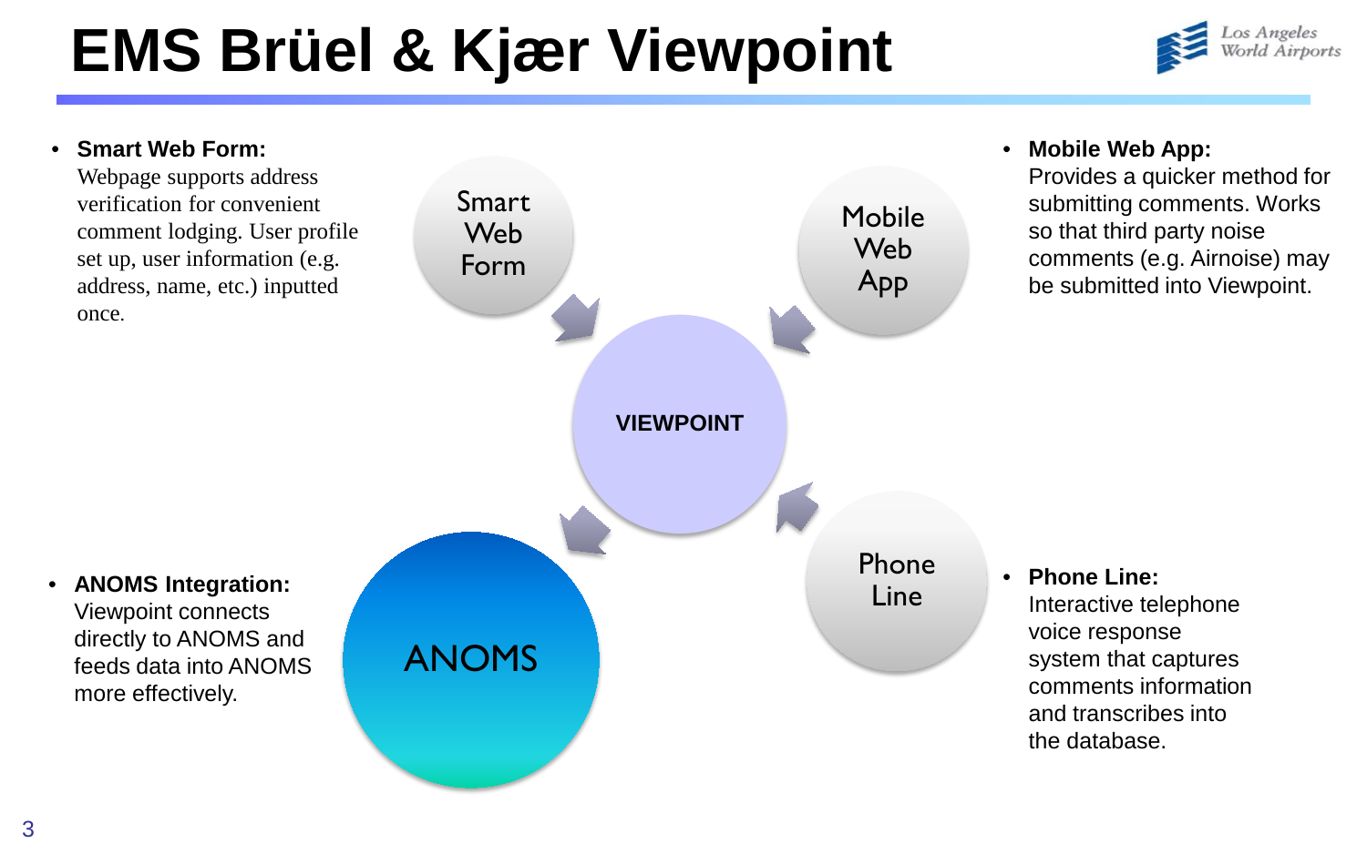# EMS Brüel & Kjær Viewpoint

- **Smart Web Form:** Webpage supports address verification for convenient comment lodging. User profile set up, user information (e.g. address, name, etc.) inputted once.

- **Mobile Web App:** Provides a quicker method for submitting comments. Works so that third party noise comments (e.g. Airnoise) may be submitted into Viewpoint.

Smart Web Form

Mobile Web App

VIEWPOINT

Phone Line

ANOMS

- **ANOMS Integration:** Viewpoint connects directly to ANOMS and feeds data into ANOMS more effectively.

- **Phone Line:** Interactive telephone voice response system that captures comments information and transcribes into the database.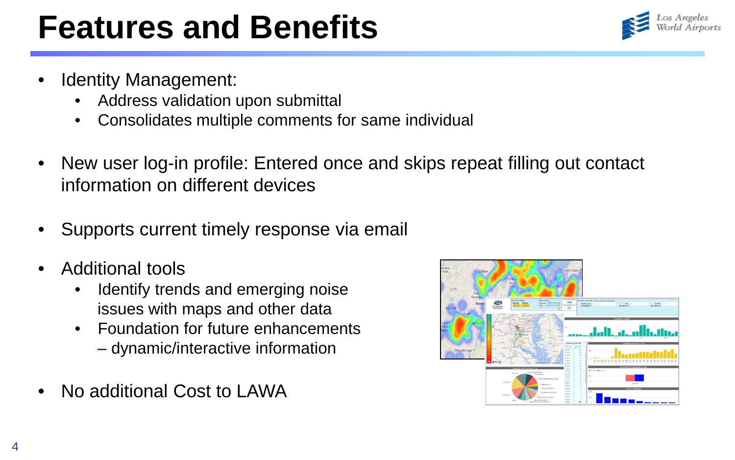# Features and Benefits

- Identity Management:
  - Address validation upon submittal
  - Consolidates multiple comments for same individual
- New user log-in profile: Entered once and skips repeat filling out contact information on different devices
- Supports current timely response via email
- Additional tools
  - Identify trends and emerging noise issues with maps and other data
  - Foundation for future enhancements – dynamic/interactive information
- No additional Cost to LAWA